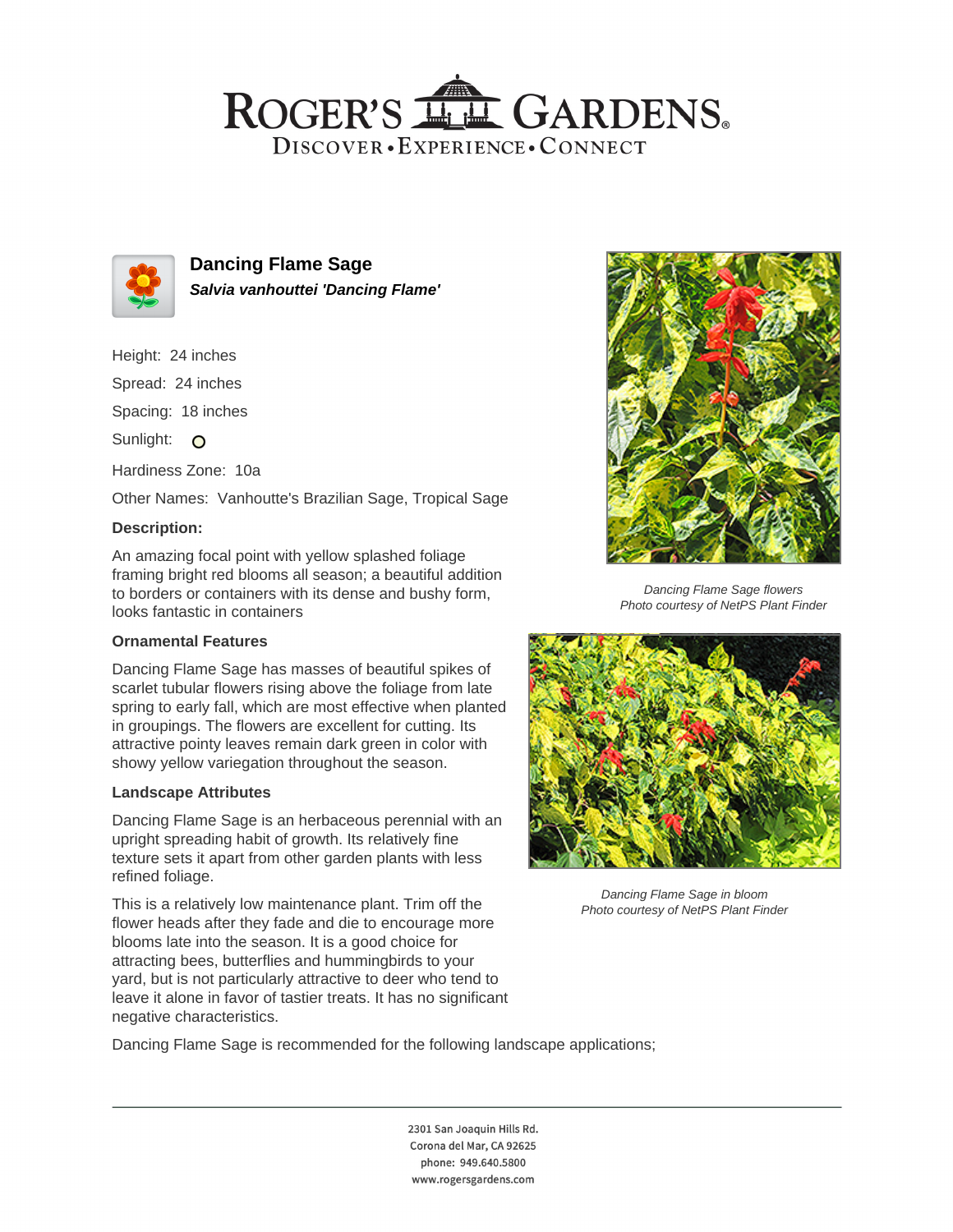# Dancing Flame Sage

***Salvia vanhouttei 'Dancing Flame'***

Height: 24 inches

Spread: 24 inches

Spacing: 18 inches

Sunlight: ○

Hardiness Zone: 10a

Other Names: Vanhoutte's Brazilian Sage, Tropical Sage

### Description:

An amazing focal point with yellow splashed foliage framing bright red blooms all season; a beautiful addition to borders or containers with its dense and bushy form, looks fantastic in containers

*Dancing Flame Sage flowers*
*Photo courtesy of NetPS Plant Finder*

### Ornamental Features

Dancing Flame Sage has masses of beautiful spikes of scarlet tubular flowers rising above the foliage from late spring to early fall, which are most effective when planted in groupings. The flowers are excellent for cutting. Its attractive pointy leaves remain dark green in color with showy yellow variegation throughout the season.

*Dancing Flame Sage in bloom*
*Photo courtesy of NetPS Plant Finder*

### Landscape Attributes

Dancing Flame Sage is an herbaceous perennial with an upright spreading habit of growth. Its relatively fine texture sets it apart from other garden plants with less refined foliage.

This is a relatively low maintenance plant. Trim off the flower heads after they fade and die to encourage more blooms late into the season. It is a good choice for attracting bees, butterflies and hummingbirds to your yard, but is not particularly attractive to deer who tend to leave it alone in favor of tastier treats. It has no significant negative characteristics.

Dancing Flame Sage is recommended for the following landscape applications;

2301 San Joaquin Hills Rd.
Corona del Mar, CA 92625
phone: 949.640.5800
www.rogersgardens.com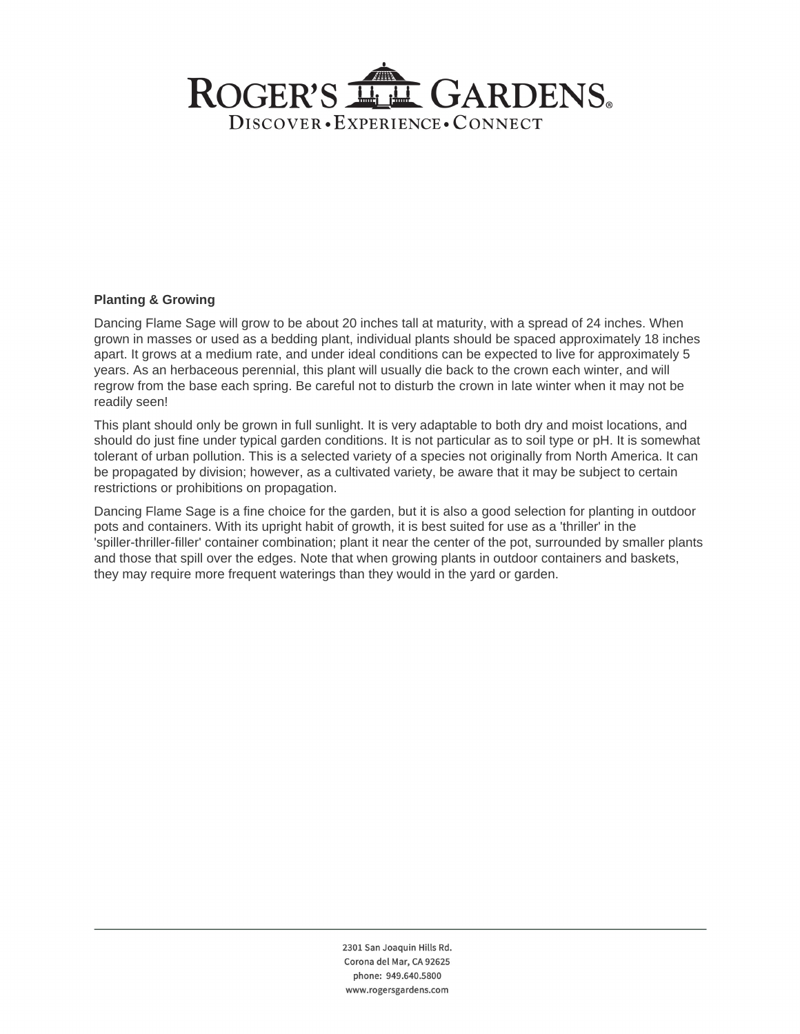**Planting & Growing**

Dancing Flame Sage will grow to be about 20 inches tall at maturity, with a spread of 24 inches. When grown in masses or used as a bedding plant, individual plants should be spaced approximately 18 inches apart. It grows at a medium rate, and under ideal conditions can be expected to live for approximately 5 years. As an herbaceous perennial, this plant will usually die back to the crown each winter, and will regrow from the base each spring. Be careful not to disturb the crown in late winter when it may not be readily seen!

This plant should only be grown in full sunlight. It is very adaptable to both dry and moist locations, and should do just fine under typical garden conditions. It is not particular as to soil type or pH. It is somewhat tolerant of urban pollution. This is a selected variety of a species not originally from North America. It can be propagated by division; however, as a cultivated variety, be aware that it may be subject to certain restrictions or prohibitions on propagation.

Dancing Flame Sage is a fine choice for the garden, but it is also a good selection for planting in outdoor pots and containers. With its upright habit of growth, it is best suited for use as a 'thriller' in the 'spiller-thriller-filler' container combination; plant it near the center of the pot, surrounded by smaller plants and those that spill over the edges. Note that when growing plants in outdoor containers and baskets, they may require more frequent waterings than they would in the yard or garden.